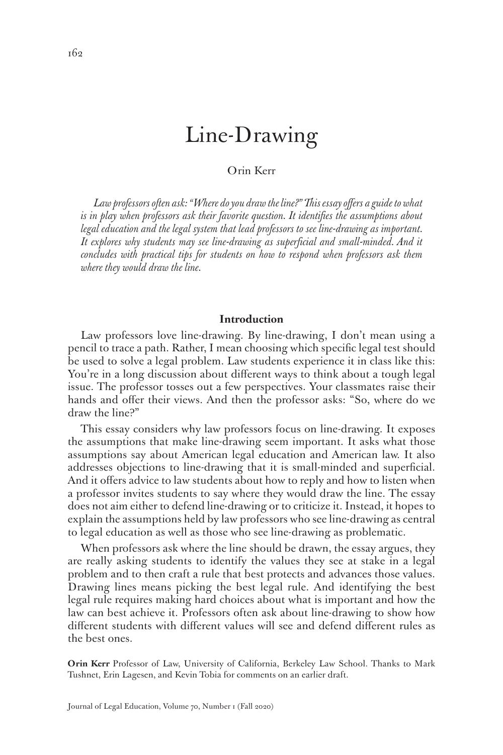# Line-Drawing

Orin Kerr

*Law professors often ask: "Where do you draw the line?" This essay offers a guide to what is in play when professors ask their favorite question. It identifies the assumptions about legal education and the legal system that lead professors to see line-drawing as important. It explores why students may see line-drawing as superficial and small-minded. And it concludes with practical tips for students on how to respond when professors ask them where they would draw the line.*

## Introduction

Law professors love line-drawing. By line-drawing, I don't mean using a pencil to trace a path. Rather, I mean choosing which specific legal test should be used to solve a legal problem. Law students experience it in class like this: You're in a long discussion about different ways to think about a tough legal issue. The professor tosses out a few perspectives. Your classmates raise their hands and offer their views. And then the professor asks: "So, where do we draw the line?"

This essay considers why law professors focus on line-drawing. It exposes the assumptions that make line-drawing seem important. It asks what those assumptions say about American legal education and American law. It also addresses objections to line-drawing that it is small-minded and superficial. And it offers advice to law students about how to reply and how to listen when a professor invites students to say where they would draw the line. The essay does not aim either to defend line-drawing or to criticize it. Instead, it hopes to explain the assumptions held by law professors who see line-drawing as central to legal education as well as those who see line-drawing as problematic.

When professors ask where the line should be drawn, the essay argues, they are really asking students to identify the values they see at stake in a legal problem and to then craft a rule that best protects and advances those values. Drawing lines means picking the best legal rule. And identifying the best legal rule requires making hard choices about what is important and how the law can best achieve it. Professors often ask about line-drawing to show how different students with different values will see and defend different rules as the best ones.

**Orin Kerr** Professor of Law, University of California, Berkeley Law School. Thanks to Mark Tushnet, Erin Lagesen, and Kevin Tobia for comments on an earlier draft.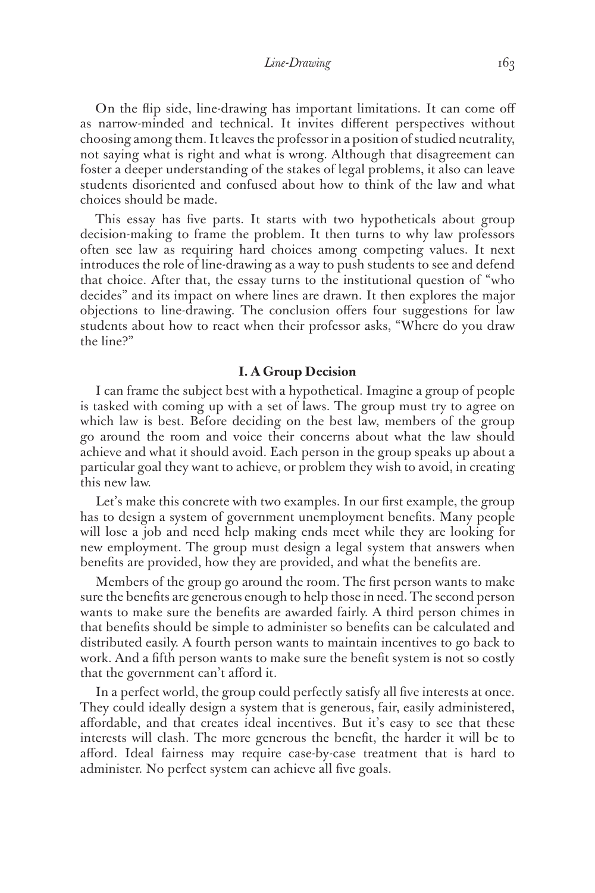On the flip side, line-drawing has important limitations. It can come off as narrow-minded and technical. It invites different perspectives without choosing among them. It leaves the professor in a position of studied neutrality, not saying what is right and what is wrong. Although that disagreement can foster a deeper understanding of the stakes of legal problems, it also can leave students disoriented and confused about how to think of the law and what choices should be made.

This essay has five parts. It starts with two hypotheticals about group decision-making to frame the problem. It then turns to why law professors often see law as requiring hard choices among competing values. It next introduces the role of line-drawing as a way to push students to see and defend that choice. After that, the essay turns to the institutional question of "who decides" and its impact on where lines are drawn. It then explores the major objections to line-drawing. The conclusion offers four suggestions for law students about how to react when their professor asks, "Where do you draw the line?"

## I. A Group Decision

I can frame the subject best with a hypothetical. Imagine a group of people is tasked with coming up with a set of laws. The group must try to agree on which law is best. Before deciding on the best law, members of the group go around the room and voice their concerns about what the law should achieve and what it should avoid. Each person in the group speaks up about a particular goal they want to achieve, or problem they wish to avoid, in creating this new law.

Let's make this concrete with two examples. In our first example, the group has to design a system of government unemployment benefits. Many people will lose a job and need help making ends meet while they are looking for new employment. The group must design a legal system that answers when benefits are provided, how they are provided, and what the benefits are.

Members of the group go around the room. The first person wants to make sure the benefits are generous enough to help those in need. The second person wants to make sure the benefits are awarded fairly. A third person chimes in that benefits should be simple to administer so benefits can be calculated and distributed easily. A fourth person wants to maintain incentives to go back to work. And a fifth person wants to make sure the benefit system is not so costly that the government can't afford it.

In a perfect world, the group could perfectly satisfy all five interests at once. They could ideally design a system that is generous, fair, easily administered, affordable, and that creates ideal incentives. But it's easy to see that these interests will clash. The more generous the benefit, the harder it will be to afford. Ideal fairness may require case-by-case treatment that is hard to administer. No perfect system can achieve all five goals.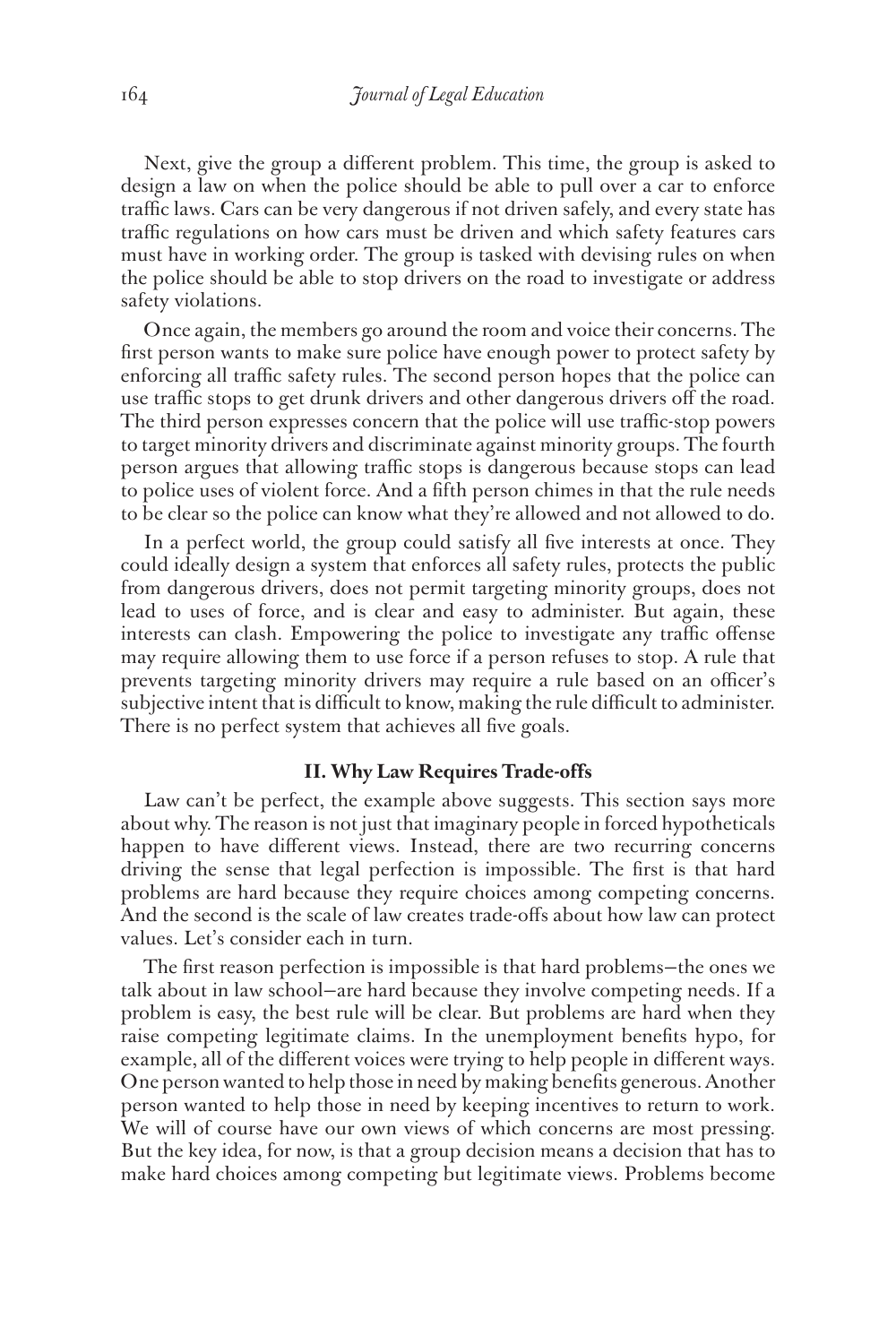Next, give the group a different problem. This time, the group is asked to design a law on when the police should be able to pull over a car to enforce traffic laws. Cars can be very dangerous if not driven safely, and every state has traffic regulations on how cars must be driven and which safety features cars must have in working order. The group is tasked with devising rules on when the police should be able to stop drivers on the road to investigate or address safety violations.

Once again, the members go around the room and voice their concerns. The first person wants to make sure police have enough power to protect safety by enforcing all traffic safety rules. The second person hopes that the police can use traffic stops to get drunk drivers and other dangerous drivers off the road. The third person expresses concern that the police will use traffic-stop powers to target minority drivers and discriminate against minority groups. The fourth person argues that allowing traffic stops is dangerous because stops can lead to police uses of violent force. And a fifth person chimes in that the rule needs to be clear so the police can know what they're allowed and not allowed to do.

In a perfect world, the group could satisfy all five interests at once. They could ideally design a system that enforces all safety rules, protects the public from dangerous drivers, does not permit targeting minority groups, does not lead to uses of force, and is clear and easy to administer. But again, these interests can clash. Empowering the police to investigate any traffic offense may require allowing them to use force if a person refuses to stop. A rule that prevents targeting minority drivers may require a rule based on an officer's subjective intent that is difficult to know, making the rule difficult to administer. There is no perfect system that achieves all five goals.

## II. Why Law Requires Trade-offs

Law can't be perfect, the example above suggests. This section says more about why. The reason is not just that imaginary people in forced hypotheticals happen to have different views. Instead, there are two recurring concerns driving the sense that legal perfection is impossible. The first is that hard problems are hard because they require choices among competing concerns. And the second is the scale of law creates trade-offs about how law can protect values. Let's consider each in turn.

The first reason perfection is impossible is that hard problems—the ones we talk about in law school—are hard because they involve competing needs. If a problem is easy, the best rule will be clear. But problems are hard when they raise competing legitimate claims. In the unemployment benefits hypo, for example, all of the different voices were trying to help people in different ways. One person wanted to help those in need by making benefits generous. Another person wanted to help those in need by keeping incentives to return to work. We will of course have our own views of which concerns are most pressing. But the key idea, for now, is that a group decision means a decision that has to make hard choices among competing but legitimate views. Problems become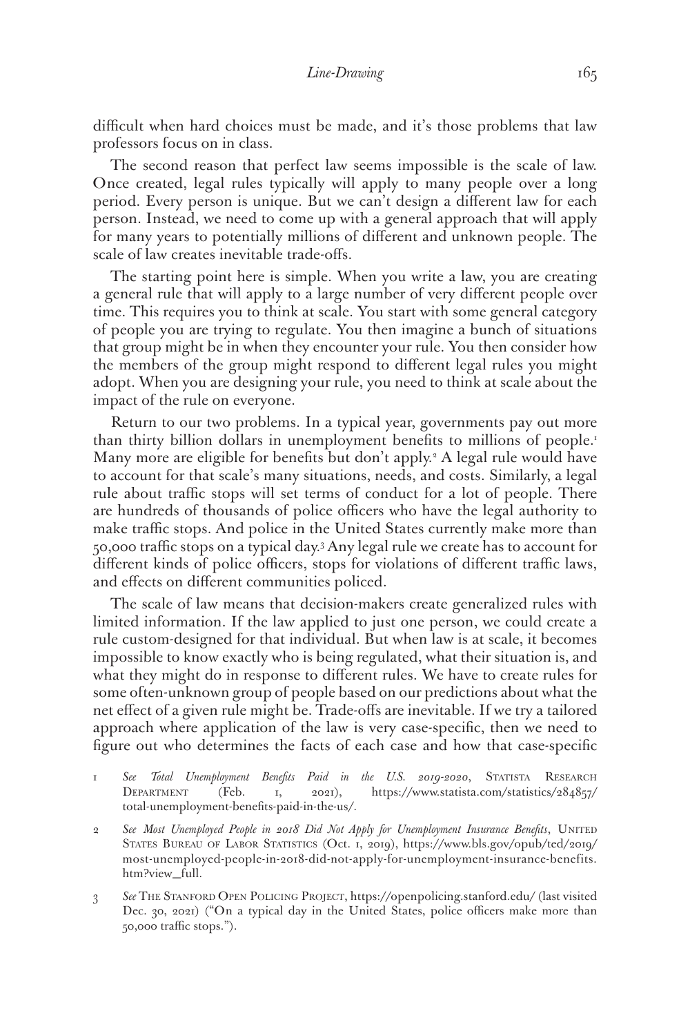difficult when hard choices must be made, and it's those problems that law professors focus on in class.

The second reason that perfect law seems impossible is the scale of law. Once created, legal rules typically will apply to many people over a long period. Every person is unique. But we can't design a different law for each person. Instead, we need to come up with a general approach that will apply for many years to potentially millions of different and unknown people. The scale of law creates inevitable trade-offs.

The starting point here is simple. When you write a law, you are creating a general rule that will apply to a large number of very different people over time. This requires you to think at scale. You start with some general category of people you are trying to regulate. You then imagine a bunch of situations that group might be in when they encounter your rule. You then consider how the members of the group might respond to different legal rules you might adopt. When you are designing your rule, you need to think at scale about the impact of the rule on everyone.

Return to our two problems. In a typical year, governments pay out more than thirty billion dollars in unemployment benefits to millions of people.[1] Many more are eligible for benefits but don't apply.[2] A legal rule would have to account for that scale's many situations, needs, and costs. Similarly, a legal rule about traffic stops will set terms of conduct for a lot of people. There are hundreds of thousands of police officers who have the legal authority to make traffic stops. And police in the United States currently make more than 50,000 traffic stops on a typical day.[3] Any legal rule we create has to account for different kinds of police officers, stops for violations of different traffic laws, and effects on different communities policed.

The scale of law means that decision-makers create generalized rules with limited information. If the law applied to just one person, we could create a rule custom-designed for that individual. But when law is at scale, it becomes impossible to know exactly who is being regulated, what their situation is, and what they might do in response to different rules. We have to create rules for some often-unknown group of people based on our predictions about what the net effect of a given rule might be. Trade-offs are inevitable. If we try a tailored approach where application of the law is very case-specific, then we need to figure out who determines the facts of each case and how that case-specific

---

1 *See Total Unemployment Benefits Paid in the U.S. 2019-2020*, Statista Research Department (Feb. 1, 2021), https://www.statista.com/statistics/284857/total-unemployment-benefits-paid-in-the-us/.

2 *See Most Unemployed People in 2018 Did Not Apply for Unemployment Insurance Benefits*, United States Bureau of Labor Statistics (Oct. 1, 2019), https://www.bls.gov/opub/ted/2019/most-unemployed-people-in-2018-did-not-apply-for-unemployment-insurance-benefits.htm?view_full.

3 *See* The Stanford Open Policing Project, https://openpolicing.stanford.edu/ (last visited Dec. 30, 2021) ("On a typical day in the United States, police officers make more than 50,000 traffic stops.").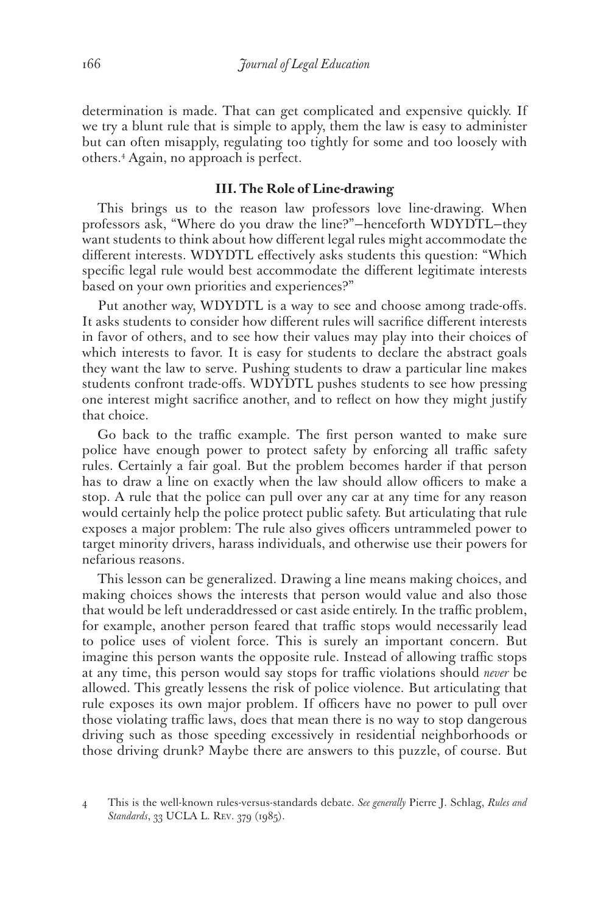determination is made. That can get complicated and expensive quickly. If we try a blunt rule that is simple to apply, them the law is easy to administer but can often misapply, regulating too tightly for some and too loosely with others.[4] Again, no approach is perfect.

### III. The Role of Line-drawing

This brings us to the reason law professors love line-drawing. When professors ask, "Where do you draw the line?"—henceforth WDYDTL—they want students to think about how different legal rules might accommodate the different interests. WDYDTL effectively asks students this question: "Which specific legal rule would best accommodate the different legitimate interests based on your own priorities and experiences?"

Put another way, WDYDTL is a way to see and choose among trade-offs. It asks students to consider how different rules will sacrifice different interests in favor of others, and to see how their values may play into their choices of which interests to favor. It is easy for students to declare the abstract goals they want the law to serve. Pushing students to draw a particular line makes students confront trade-offs. WDYDTL pushes students to see how pressing one interest might sacrifice another, and to reflect on how they might justify that choice.

Go back to the traffic example. The first person wanted to make sure police have enough power to protect safety by enforcing all traffic safety rules. Certainly a fair goal. But the problem becomes harder if that person has to draw a line on exactly when the law should allow officers to make a stop. A rule that the police can pull over any car at any time for any reason would certainly help the police protect public safety. But articulating that rule exposes a major problem: The rule also gives officers untrammeled power to target minority drivers, harass individuals, and otherwise use their powers for nefarious reasons.

This lesson can be generalized. Drawing a line means making choices, and making choices shows the interests that person would value and also those that would be left underaddressed or cast aside entirely. In the traffic problem, for example, another person feared that traffic stops would necessarily lead to police uses of violent force. This is surely an important concern. But imagine this person wants the opposite rule. Instead of allowing traffic stops at any time, this person would say stops for traffic violations should *never* be allowed. This greatly lessens the risk of police violence. But articulating that rule exposes its own major problem. If officers have no power to pull over those violating traffic laws, does that mean there is no way to stop dangerous driving such as those speeding excessively in residential neighborhoods or those driving drunk? Maybe there are answers to this puzzle, of course. But

4 This is the well-known rules-versus-standards debate. *See generally* Pierre J. Schlag, *Rules and Standards*, 33 UCLA L. Rev. 379 (1985).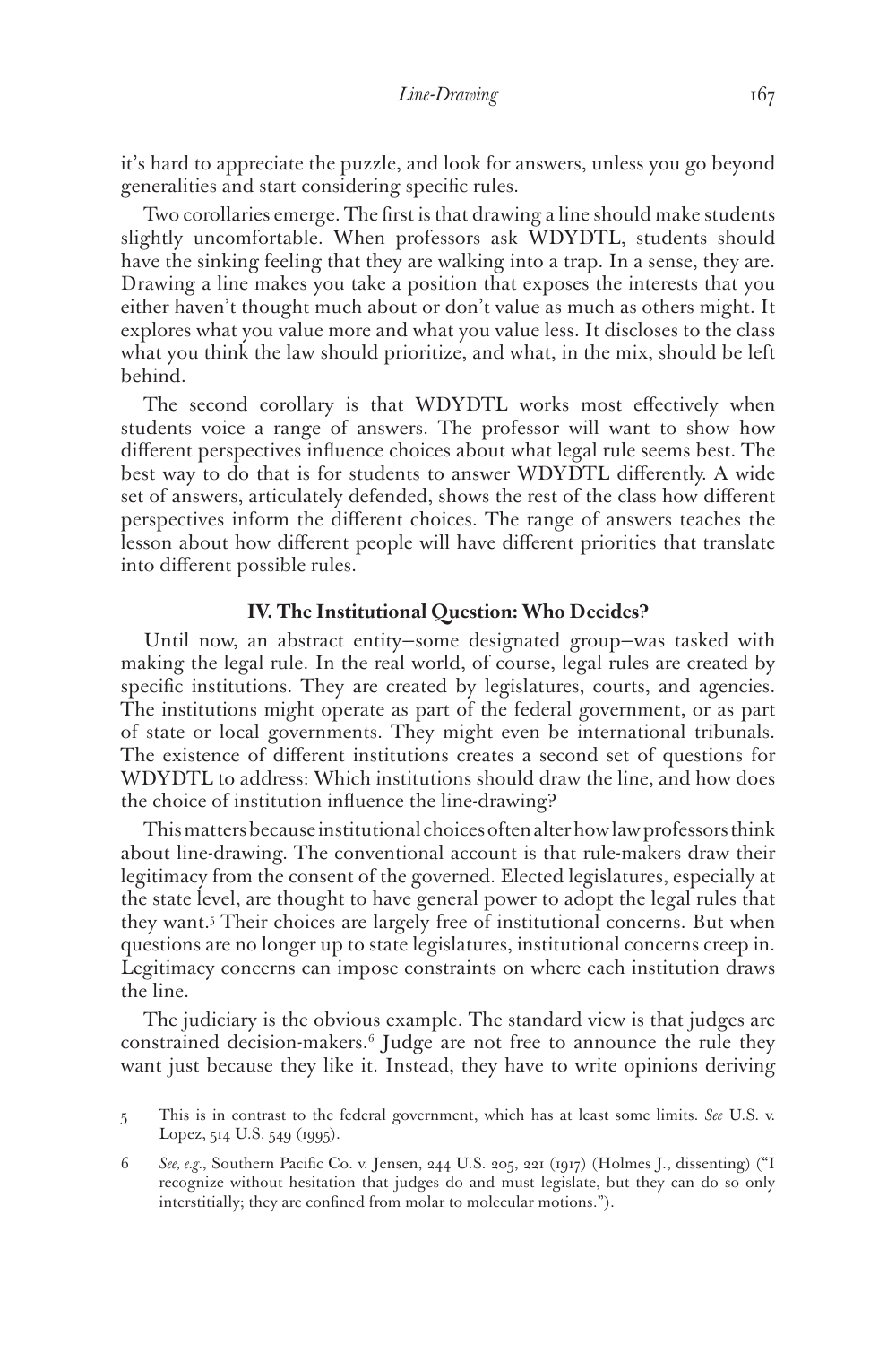it's hard to appreciate the puzzle, and look for answers, unless you go beyond generalities and start considering specific rules.

Two corollaries emerge. The first is that drawing a line should make students slightly uncomfortable. When professors ask WDYDTL, students should have the sinking feeling that they are walking into a trap. In a sense, they are. Drawing a line makes you take a position that exposes the interests that you either haven't thought much about or don't value as much as others might. It explores what you value more and what you value less. It discloses to the class what you think the law should prioritize, and what, in the mix, should be left behind.

The second corollary is that WDYDTL works most effectively when students voice a range of answers. The professor will want to show how different perspectives influence choices about what legal rule seems best. The best way to do that is for students to answer WDYDTL differently. A wide set of answers, articulately defended, shows the rest of the class how different perspectives inform the different choices. The range of answers teaches the lesson about how different people will have different priorities that translate into different possible rules.

## IV. The Institutional Question: Who Decides?

Until now, an abstract entity—some designated group—was tasked with making the legal rule. In the real world, of course, legal rules are created by specific institutions. They are created by legislatures, courts, and agencies. The institutions might operate as part of the federal government, or as part of state or local governments. They might even be international tribunals. The existence of different institutions creates a second set of questions for WDYDTL to address: Which institutions should draw the line, and how does the choice of institution influence the line-drawing?

This matters because institutional choices often alter how law professors think about line-drawing. The conventional account is that rule-makers draw their legitimacy from the consent of the governed. Elected legislatures, especially at the state level, are thought to have general power to adopt the legal rules that they want.[5] Their choices are largely free of institutional concerns. But when questions are no longer up to state legislatures, institutional concerns creep in. Legitimacy concerns can impose constraints on where each institution draws the line.

The judiciary is the obvious example. The standard view is that judges are constrained decision-makers.[6] Judge are not free to announce the rule they want just because they like it. Instead, they have to write opinions deriving

---

5 This is in contrast to the federal government, which has at least some limits. *See* U.S. v. Lopez, 514 U.S. 549 (1995).

6 *See, e.g.*, Southern Pacific Co. v. Jensen, 244 U.S. 205, 221 (1917) (Holmes J., dissenting) ("I recognize without hesitation that judges do and must legislate, but they can do so only interstitially; they are confined from molar to molecular motions.").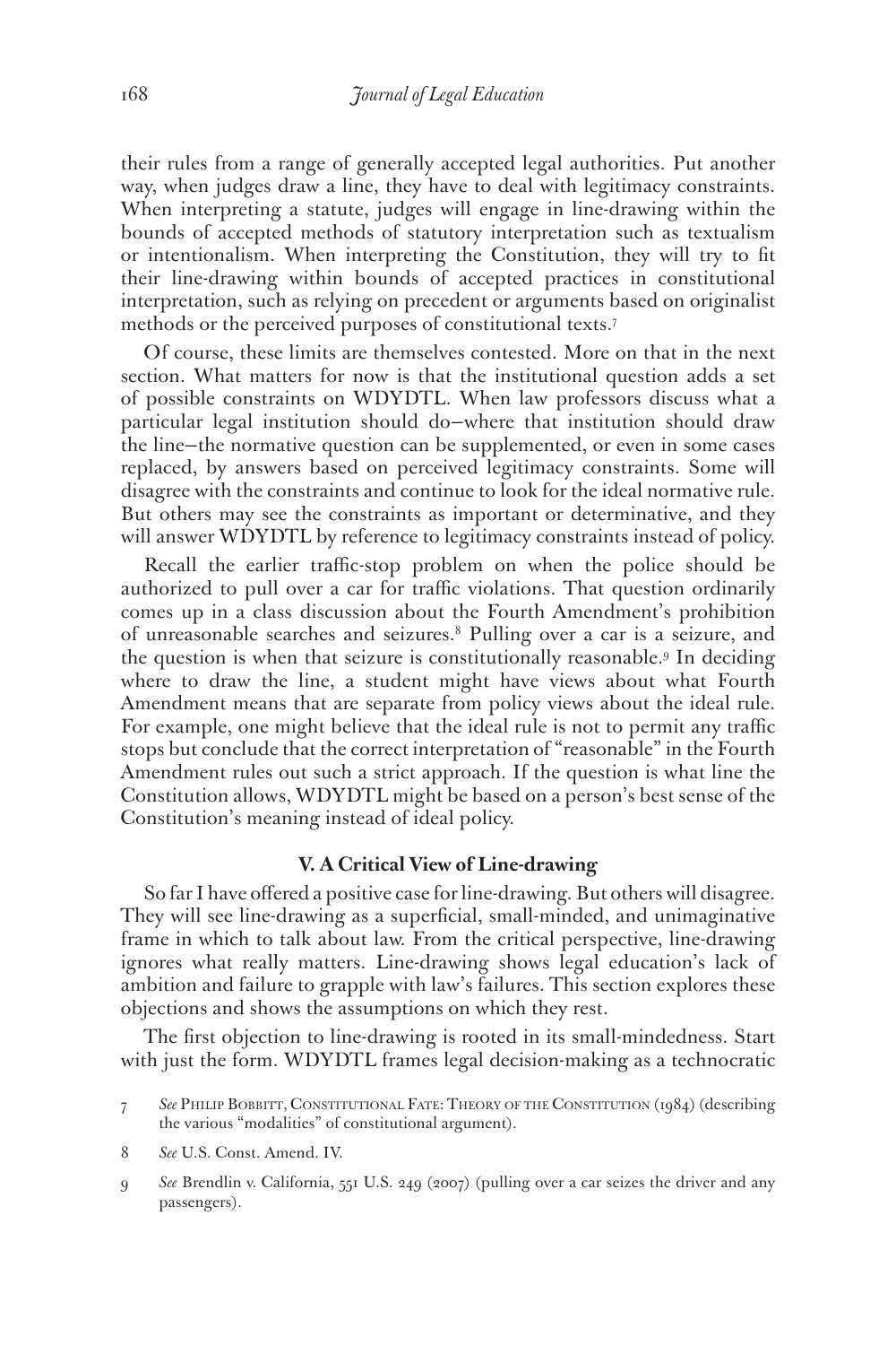their rules from a range of generally accepted legal authorities. Put another way, when judges draw a line, they have to deal with legitimacy constraints. When interpreting a statute, judges will engage in line-drawing within the bounds of accepted methods of statutory interpretation such as textualism or intentionalism. When interpreting the Constitution, they will try to fit their line-drawing within bounds of accepted practices in constitutional interpretation, such as relying on precedent or arguments based on originalist methods or the perceived purposes of constitutional texts.[7]

Of course, these limits are themselves contested. More on that in the next section. What matters for now is that the institutional question adds a set of possible constraints on WDYDTL. When law professors discuss what a particular legal institution should do—where that institution should draw the line—the normative question can be supplemented, or even in some cases replaced, by answers based on perceived legitimacy constraints. Some will disagree with the constraints and continue to look for the ideal normative rule. But others may see the constraints as important or determinative, and they will answer WDYDTL by reference to legitimacy constraints instead of policy.

Recall the earlier traffic-stop problem on when the police should be authorized to pull over a car for traffic violations. That question ordinarily comes up in a class discussion about the Fourth Amendment's prohibition of unreasonable searches and seizures.[8] Pulling over a car is a seizure, and the question is when that seizure is constitutionally reasonable.[9] In deciding where to draw the line, a student might have views about what Fourth Amendment means that are separate from policy views about the ideal rule. For example, one might believe that the ideal rule is not to permit any traffic stops but conclude that the correct interpretation of "reasonable" in the Fourth Amendment rules out such a strict approach. If the question is what line the Constitution allows, WDYDTL might be based on a person's best sense of the Constitution's meaning instead of ideal policy.

## V. A Critical View of Line-drawing

So far I have offered a positive case for line-drawing. But others will disagree. They will see line-drawing as a superficial, small-minded, and unimaginative frame in which to talk about law. From the critical perspective, line-drawing ignores what really matters. Line-drawing shows legal education's lack of ambition and failure to grapple with law's failures. This section explores these objections and shows the assumptions on which they rest.

The first objection to line-drawing is rooted in its small-mindedness. Start with just the form. WDYDTL frames legal decision-making as a technocratic

7 *See* Philip Bobbitt, Constitutional Fate: Theory of the Constitution (1984) (describing the various "modalities" of constitutional argument).

8 *See* U.S. Const. Amend. IV.

9 *See* Brendlin v. California, 551 U.S. 249 (2007) (pulling over a car seizes the driver and any passengers).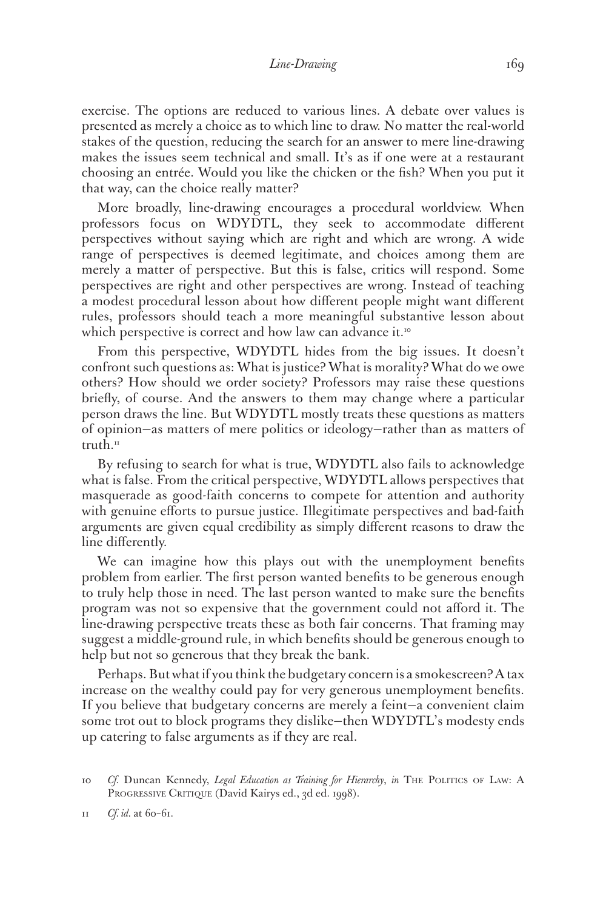exercise. The options are reduced to various lines. A debate over values is presented as merely a choice as to which line to draw. No matter the real-world stakes of the question, reducing the search for an answer to mere line-drawing makes the issues seem technical and small. It's as if one were at a restaurant choosing an entrée. Would you like the chicken or the fish? When you put it that way, can the choice really matter?

More broadly, line-drawing encourages a procedural worldview. When professors focus on WDYDTL, they seek to accommodate different perspectives without saying which are right and which are wrong. A wide range of perspectives is deemed legitimate, and choices among them are merely a matter of perspective. But this is false, critics will respond. Some perspectives are right and other perspectives are wrong. Instead of teaching a modest procedural lesson about how different people might want different rules, professors should teach a more meaningful substantive lesson about which perspective is correct and how law can advance it.[10]

From this perspective, WDYDTL hides from the big issues. It doesn't confront such questions as: What is justice? What is morality? What do we owe others? How should we order society? Professors may raise these questions briefly, of course. And the answers to them may change where a particular person draws the line. But WDYDTL mostly treats these questions as matters of opinion—as matters of mere politics or ideology—rather than as matters of truth.[11]

By refusing to search for what is true, WDYDTL also fails to acknowledge what is false. From the critical perspective, WDYDTL allows perspectives that masquerade as good-faith concerns to compete for attention and authority with genuine efforts to pursue justice. Illegitimate perspectives and bad-faith arguments are given equal credibility as simply different reasons to draw the line differently.

We can imagine how this plays out with the unemployment benefits problem from earlier. The first person wanted benefits to be generous enough to truly help those in need. The last person wanted to make sure the benefits program was not so expensive that the government could not afford it. The line-drawing perspective treats these as both fair concerns. That framing may suggest a middle-ground rule, in which benefits should be generous enough to help but not so generous that they break the bank.

Perhaps. But what if you think the budgetary concern is a smokescreen? A tax increase on the wealthy could pay for very generous unemployment benefits. If you believe that budgetary concerns are merely a feint—a convenient claim some trot out to block programs they dislike—then WDYDTL's modesty ends up catering to false arguments as if they are real.

---

10 *Cf.* Duncan Kennedy, *Legal Education as Training for Hierarchy*, *in* THE POLITICS OF LAW: A PROGRESSIVE CRITIQUE (David Kairys ed., 3d ed. 1998).

11 *Cf. id.* at 60–61.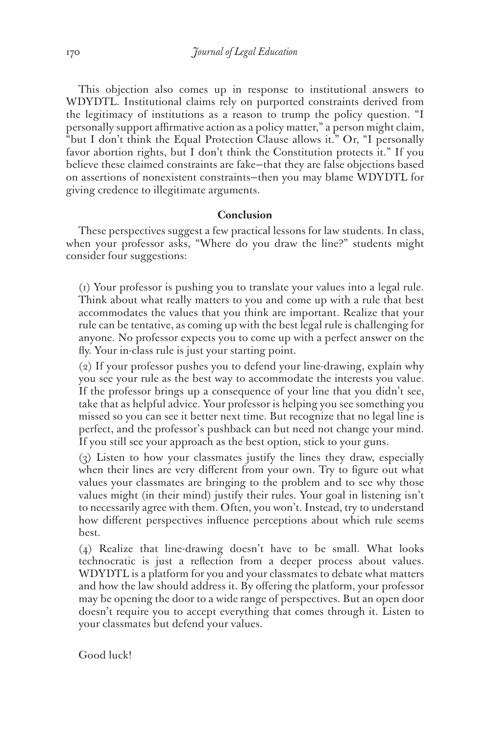This objection also comes up in response to institutional answers to WDYDTL. Institutional claims rely on purported constraints derived from the legitimacy of institutions as a reason to trump the policy question. "I personally support affirmative action as a policy matter," a person might claim, "but I don't think the Equal Protection Clause allows it." Or, "I personally favor abortion rights, but I don't think the Constitution protects it." If you believe these claimed constraints are fake—that they are false objections based on assertions of nonexistent constraints—then you may blame WDYDTL for giving credence to illegitimate arguments.

## Conclusion

These perspectives suggest a few practical lessons for law students. In class, when your professor asks, "Where do you draw the line?" students might consider four suggestions:

(1) Your professor is pushing you to translate your values into a legal rule. Think about what really matters to you and come up with a rule that best accommodates the values that you think are important. Realize that your rule can be tentative, as coming up with the best legal rule is challenging for anyone. No professor expects you to come up with a perfect answer on the fly. Your in-class rule is just your starting point.

(2) If your professor pushes you to defend your line-drawing, explain why you see your rule as the best way to accommodate the interests you value. If the professor brings up a consequence of your line that you didn't see, take that as helpful advice. Your professor is helping you see something you missed so you can see it better next time. But recognize that no legal line is perfect, and the professor's pushback can but need not change your mind. If you still see your approach as the best option, stick to your guns.

(3) Listen to how your classmates justify the lines they draw, especially when their lines are very different from your own. Try to figure out what values your classmates are bringing to the problem and to see why those values might (in their mind) justify their rules. Your goal in listening isn't to necessarily agree with them. Often, you won't. Instead, try to understand how different perspectives influence perceptions about which rule seems best.

(4) Realize that line-drawing doesn't have to be small. What looks technocratic is just a reflection from a deeper process about values. WDYDTL is a platform for you and your classmates to debate what matters and how the law should address it. By offering the platform, your professor may be opening the door to a wide range of perspectives. But an open door doesn't require you to accept everything that comes through it. Listen to your classmates but defend your values.

Good luck!